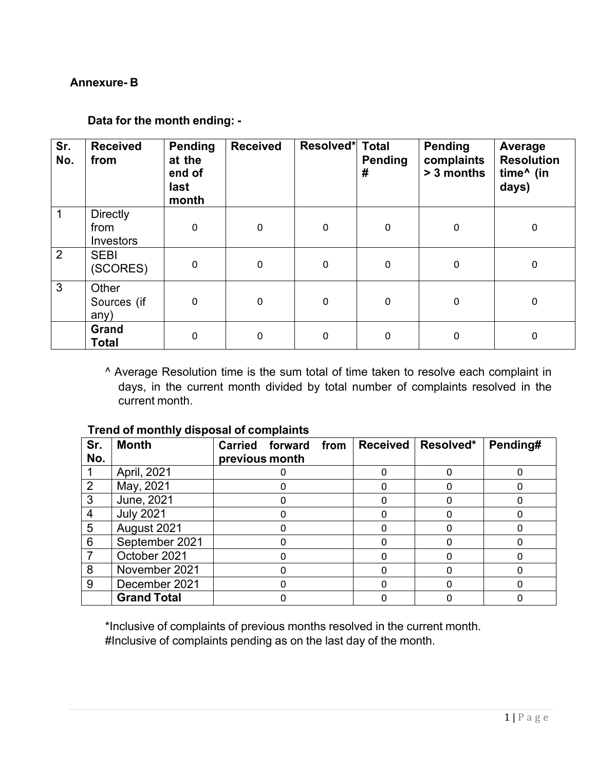**Annexure- B**

**Data for the month ending: -**

| Sr. No. | Received from | Pending at the end of last month | Received | Resolved* | Total Pending # | Pending complaints > 3 months | Average Resolution time^ (in days) |
|---|---|---|---|---|---|---|---|
| 1 | Directly from Investors | 0 | 0 | 0 | 0 | 0 | 0 |
| 2 | SEBI (SCORES) | 0 | 0 | 0 | 0 | 0 | 0 |
| 3 | Other Sources (if any) | 0 | 0 | 0 | 0 | 0 | 0 |
| | **Grand Total** | 0 | 0 | 0 | 0 | 0 | 0 |

^ Average Resolution time is the sum total of time taken to resolve each complaint in days, in the current month divided by total number of complaints resolved in the current month.

**Trend of monthly disposal of complaints**

| Sr. No. | Month | Carried forward from previous month | Received | Resolved* | Pending# |
|---|---|---|---|---|---|
| 1 | April, 2021 | 0 | 0 | 0 | 0 |
| 2 | May, 2021 | 0 | 0 | 0 | 0 |
| 3 | June, 2021 | 0 | 0 | 0 | 0 |
| 4 | July 2021 | 0 | 0 | 0 | 0 |
| 5 | August 2021 | 0 | 0 | 0 | 0 |
| 6 | September 2021 | 0 | 0 | 0 | 0 |
| 7 | October 2021 | 0 | 0 | 0 | 0 |
| 8 | November 2021 | 0 | 0 | 0 | 0 |
| 9 | December 2021 | 0 | 0 | 0 | 0 |
| | **Grand Total** | 0 | 0 | 0 | 0 |

*Inclusive of complaints of previous months resolved in the current month.
#Inclusive of complaints pending as on the last day of the month.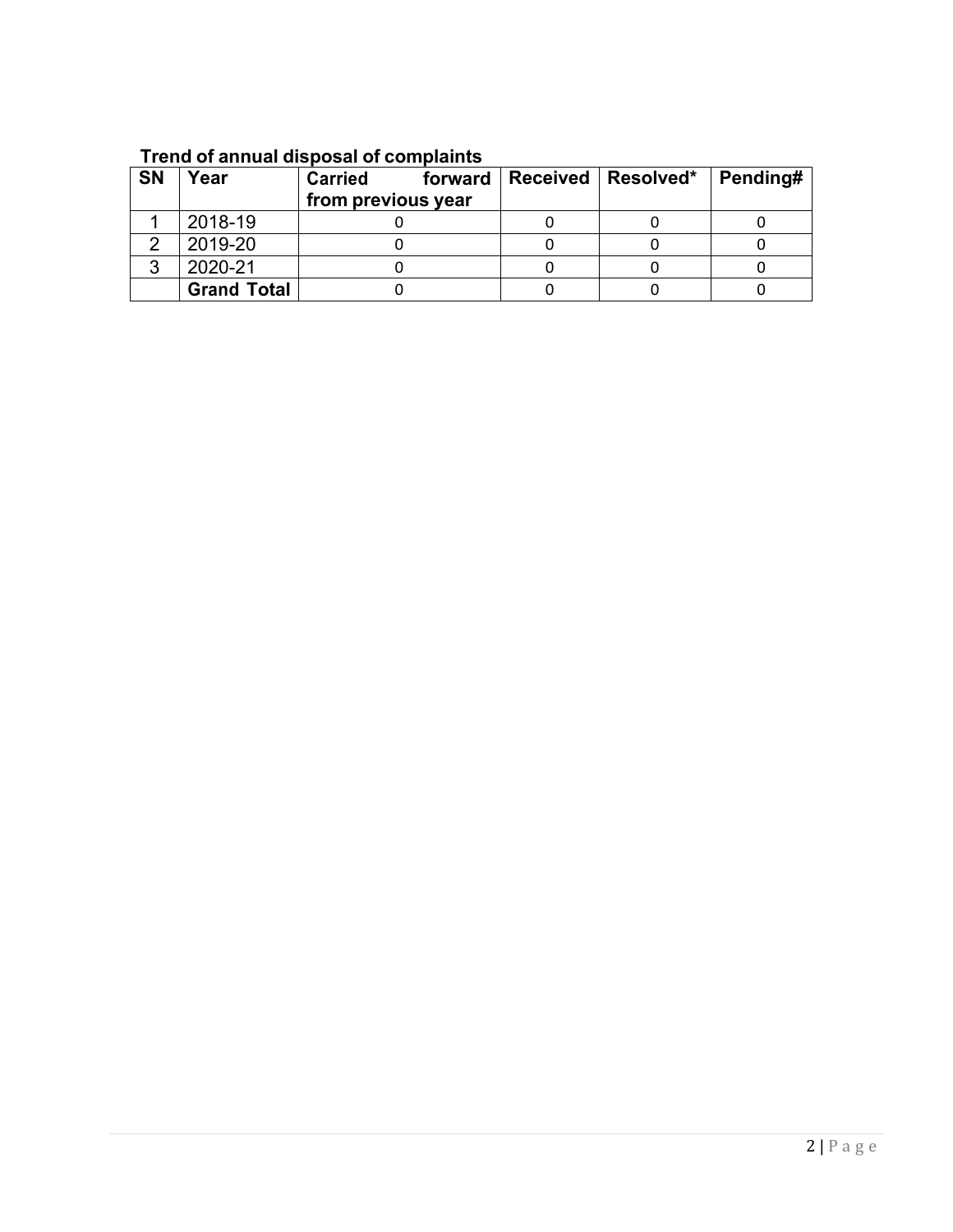**Trend of annual disposal of complaints**

| SN | Year | Carried forward from previous year | Received | Resolved* | Pending# |
|---|---|---|---|---|---|
| 1 | 2018-19 | 0 | 0 | 0 | 0 |
| 2 | 2019-20 | 0 | 0 | 0 | 0 |
| 3 | 2020-21 | 0 | 0 | 0 | 0 |
| | **Grand Total** | 0 | 0 | 0 | 0 |